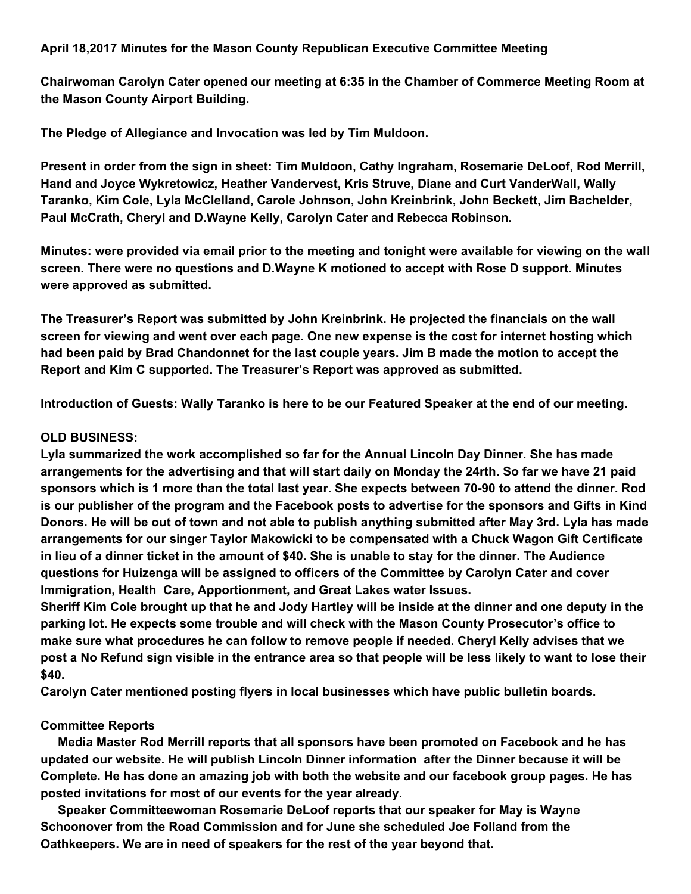**April 18,2017 Minutes for the Mason County Republican Executive Committee Meeting**

**Chairwoman Carolyn Cater opened our meeting at 6:35 in the Chamber of Commerce Meeting Room at the Mason County Airport Building.**

**The Pledge of Allegiance and Invocation was led by Tim Muldoon.**

**Present in order from the sign in sheet: Tim Muldoon, Cathy Ingraham, Rosemarie DeLoof, Rod Merrill, Hand and Joyce Wykretowicz, Heather Vandervest, Kris Struve, Diane and Curt VanderWall, Wally Taranko, Kim Cole, Lyla McClelland, Carole Johnson, John Kreinbrink, John Beckett, Jim Bachelder, Paul McCrath, Cheryl and D.Wayne Kelly, Carolyn Cater and Rebecca Robinson.**

**Minutes: were provided via email prior to the meeting and tonight were available for viewing on the wall screen. There were no questions and D.Wayne K motioned to accept with Rose D support. Minutes were approved as submitted.**

**The Treasurer's Report was submitted by John Kreinbrink. He projected the financials on the wall screen for viewing and went over each page. One new expense is the cost for internet hosting which had been paid by Brad Chandonnet for the last couple years. Jim B made the motion to accept the Report and Kim C supported. The Treasurer's Report was approved as submitted.**

**Introduction of Guests: Wally Taranko is here to be our Featured Speaker at the end of our meeting.**

**OLD BUSINESS:**

**Lyla summarized the work accomplished so far for the Annual Lincoln Day Dinner. She has made arrangements for the advertising and that will start daily on Monday the 24rth. So far we have 21 paid sponsors which is 1 more than the total last year. She expects between 70-90 to attend the dinner. Rod is our publisher of the program and the Facebook posts to advertise for the sponsors and Gifts in Kind Donors. He will be out of town and not able to publish anything submitted after May 3rd. Lyla has made arrangements for our singer Taylor Makowicki to be compensated with a Chuck Wagon Gift Certificate in lieu of a dinner ticket in the amount of $40. She is unable to stay for the dinner. The Audience questions for Huizenga will be assigned to officers of the Committee by Carolyn Cater and cover Immigration, Health Care, Apportionment, and Great Lakes water Issues.**

**Sheriff Kim Cole brought up that he and Jody Hartley will be inside at the dinner and one deputy in the parking lot. He expects some trouble and will check with the Mason County Prosecutor's office to make sure what procedures he can follow to remove people if needed. Cheryl Kelly advises that we post a No Refund sign visible in the entrance area so that people will be less likely to want to lose their $40.**

**Carolyn Cater mentioned posting flyers in local businesses which have public bulletin boards.**

**Committee Reports**

**Media Master Rod Merrill reports that all sponsors have been promoted on Facebook and he has updated our website. He will publish Lincoln Dinner information after the Dinner because it will be Complete. He has done an amazing job with both the website and our facebook group pages. He has posted invitations for most of our events for the year already.**

**Speaker Committeewoman Rosemarie DeLoof reports that our speaker for May is Wayne Schoonover from the Road Commission and for June she scheduled Joe Folland from the Oathkeepers. We are in need of speakers for the rest of the year beyond that.**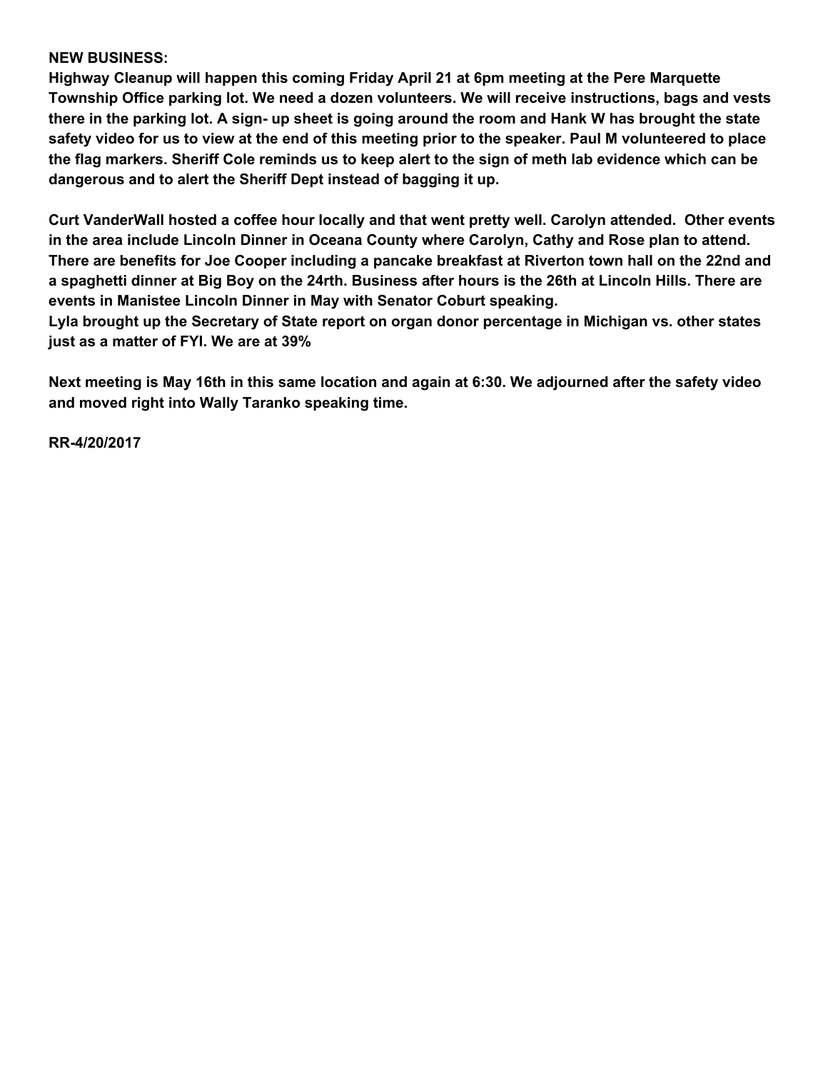**NEW BUSINESS:**

**Highway Cleanup will happen this coming Friday April 21 at 6pm meeting at the Pere Marquette Township Office parking lot. We need a dozen volunteers. We will receive instructions, bags and vests there in the parking lot. A sign- up sheet is going around the room and Hank W has brought the state safety video for us to view at the end of this meeting prior to the speaker. Paul M volunteered to place the flag markers. Sheriff Cole reminds us to keep alert to the sign of meth lab evidence which can be dangerous and to alert the Sheriff Dept instead of bagging it up.**

**Curt VanderWall hosted a coffee hour locally and that went pretty well. Carolyn attended. Other events in the area include Lincoln Dinner in Oceana County where Carolyn, Cathy and Rose plan to attend. There are benefits for Joe Cooper including a pancake breakfast at Riverton town hall on the 22nd and a spaghetti dinner at Big Boy on the 24rth. Business after hours is the 26th at Lincoln Hills. There are events in Manistee Lincoln Dinner in May with Senator Coburt speaking.**
**Lyla brought up the Secretary of State report on organ donor percentage in Michigan vs. other states just as a matter of FYI. We are at 39%**

**Next meeting is May 16th in this same location and again at 6:30. We adjourned after the safety video and moved right into Wally Taranko speaking time.**

**RR-4/20/2017**